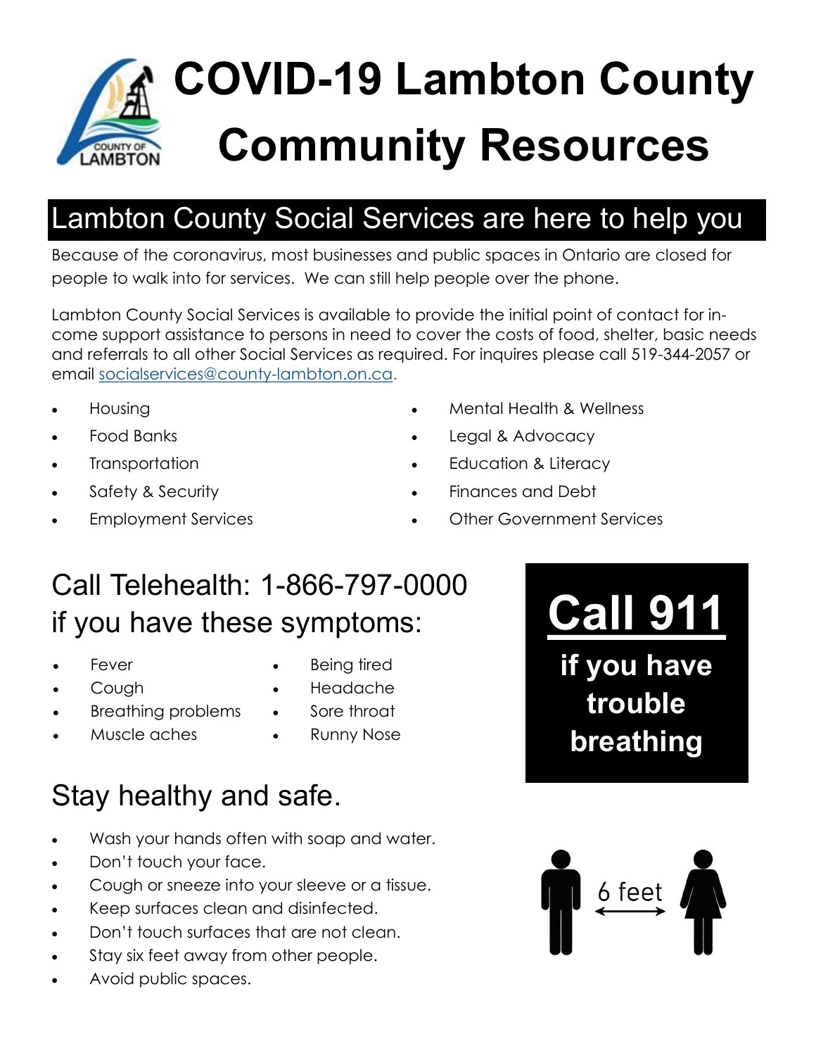# COVID-19 Lambton County Community Resources

## Lambton County Social Services are here to help you

Because of the coronavirus, most businesses and public spaces in Ontario are closed for people to walk into for services. We can still help people over the phone.

Lambton County Social Services is available to provide the initial point of contact for income support assistance to persons in need to cover the costs of food, shelter, basic needs and referrals to all other Social Services as required. For inquires please call 519-344-2057 or email socialservices@county-lambton.on.ca.

- Housing
- Food Banks
- Transportation
- Safety & Security
- Employment Services
- Mental Health & Wellness
- Legal & Advocacy
- Education & Literacy
- Finances and Debt
- Other Government Services

## Call Telehealth: 1-866-797-0000 if you have these symptoms:

- Fever
- Cough
- Breathing problems
- Muscle aches
- Being tired
- Headache
- Sore throat
- Runny Nose

**Call 911 if you have trouble breathing**

## Stay healthy and safe.

- Wash your hands often with soap and water.
- Don't touch your face.
- Cough or sneeze into your sleeve or a tissue.
- Keep surfaces clean and disinfected.
- Don't touch surfaces that are not clean.
- Stay six feet away from other people.
- Avoid public spaces.

6 feet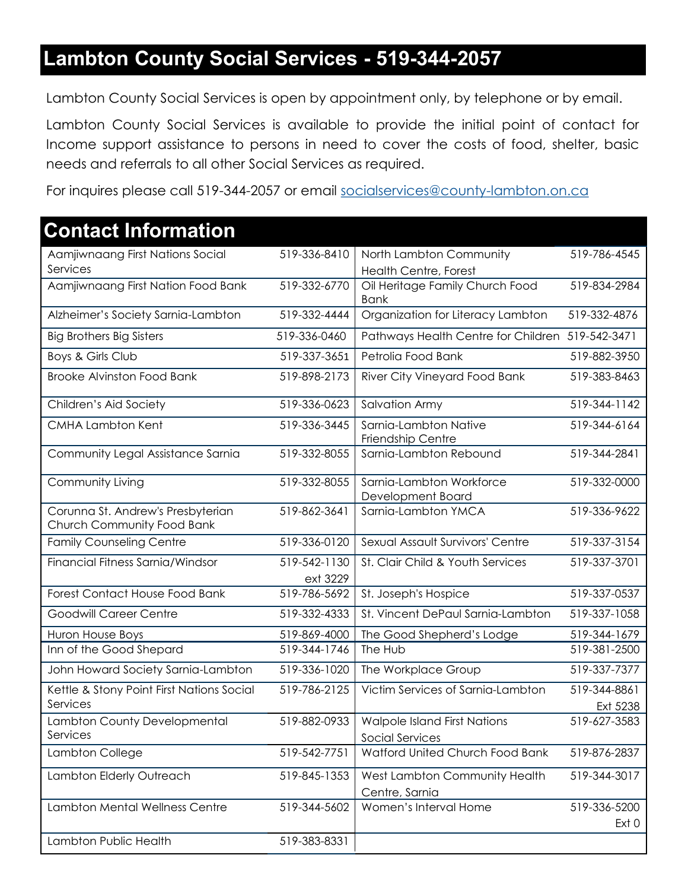# Lambton County Social Services - 519-344-2057

Lambton County Social Services is open by appointment only, by telephone or by email.

Lambton County Social Services is available to provide the initial point of contact for Income support assistance to persons in need to cover the costs of food, shelter, basic needs and referrals to all other Social Services as required.

For inquires please call 519-344-2057 or email socialservices@county-lambton.on.ca

## Contact Information

| | | | |
|---|---|---|---|
| Aamjiwnaang First Nations Social Services | 519-336-8410 | North Lambton Community Health Centre, Forest | 519-786-4545 |
| Aamjiwnaang First Nation Food Bank | 519-332-6770 | Oil Heritage Family Church Food Bank | 519-834-2984 |
| Alzheimer's Society Sarnia-Lambton | 519-332-4444 | Organization for Literacy Lambton | 519-332-4876 |
| Big Brothers Big Sisters | 519-336-0460 | Pathways Health Centre for Children | 519-542-3471 |
| Boys & Girls Club | 519-337-3651 | Petrolia Food Bank | 519-882-3950 |
| Brooke Alvinston Food Bank | 519-898-2173 | River City Vineyard Food Bank | 519-383-8463 |
| Children's Aid Society | 519-336-0623 | Salvation Army | 519-344-1142 |
| CMHA Lambton Kent | 519-336-3445 | Sarnia-Lambton Native Friendship Centre | 519-344-6164 |
| Community Legal Assistance Sarnia | 519-332-8055 | Sarnia-Lambton Rebound | 519-344-2841 |
| Community Living | 519-332-8055 | Sarnia-Lambton Workforce Development Board | 519-332-0000 |
| Corunna St. Andrew's Presbyterian Church Community Food Bank | 519-862-3641 | Sarnia-Lambton YMCA | 519-336-9622 |
| Family Counseling Centre | 519-336-0120 | Sexual Assault Survivors' Centre | 519-337-3154 |
| Financial Fitness Sarnia/Windsor | 519-542-1130 ext 3229 | St. Clair Child & Youth Services | 519-337-3701 |
| Forest Contact House Food Bank | 519-786-5692 | St. Joseph's Hospice | 519-337-0537 |
| Goodwill Career Centre | 519-332-4333 | St. Vincent DePaul Sarnia-Lambton | 519-337-1058 |
| Huron House Boys | 519-869-4000 | The Good Shepherd's Lodge | 519-344-1679 |
| Inn of the Good Shepard | 519-344-1746 | The Hub | 519-381-2500 |
| John Howard Society Sarnia-Lambton | 519-336-1020 | The Workplace Group | 519-337-7377 |
| Kettle & Stony Point First Nations Social Services | 519-786-2125 | Victim Services of Sarnia-Lambton | 519-344-8861 Ext 5238 |
| Lambton County Developmental Services | 519-882-0933 | Walpole Island First Nations Social Services | 519-627-3583 |
| Lambton College | 519-542-7751 | Watford United Church Food Bank | 519-876-2837 |
| Lambton Elderly Outreach | 519-845-1353 | West Lambton Community Health Centre, Sarnia | 519-344-3017 |
| Lambton Mental Wellness Centre | 519-344-5602 | Women's Interval Home | 519-336-5200 Ext 0 |
| Lambton Public Health | 519-383-8331 | | |